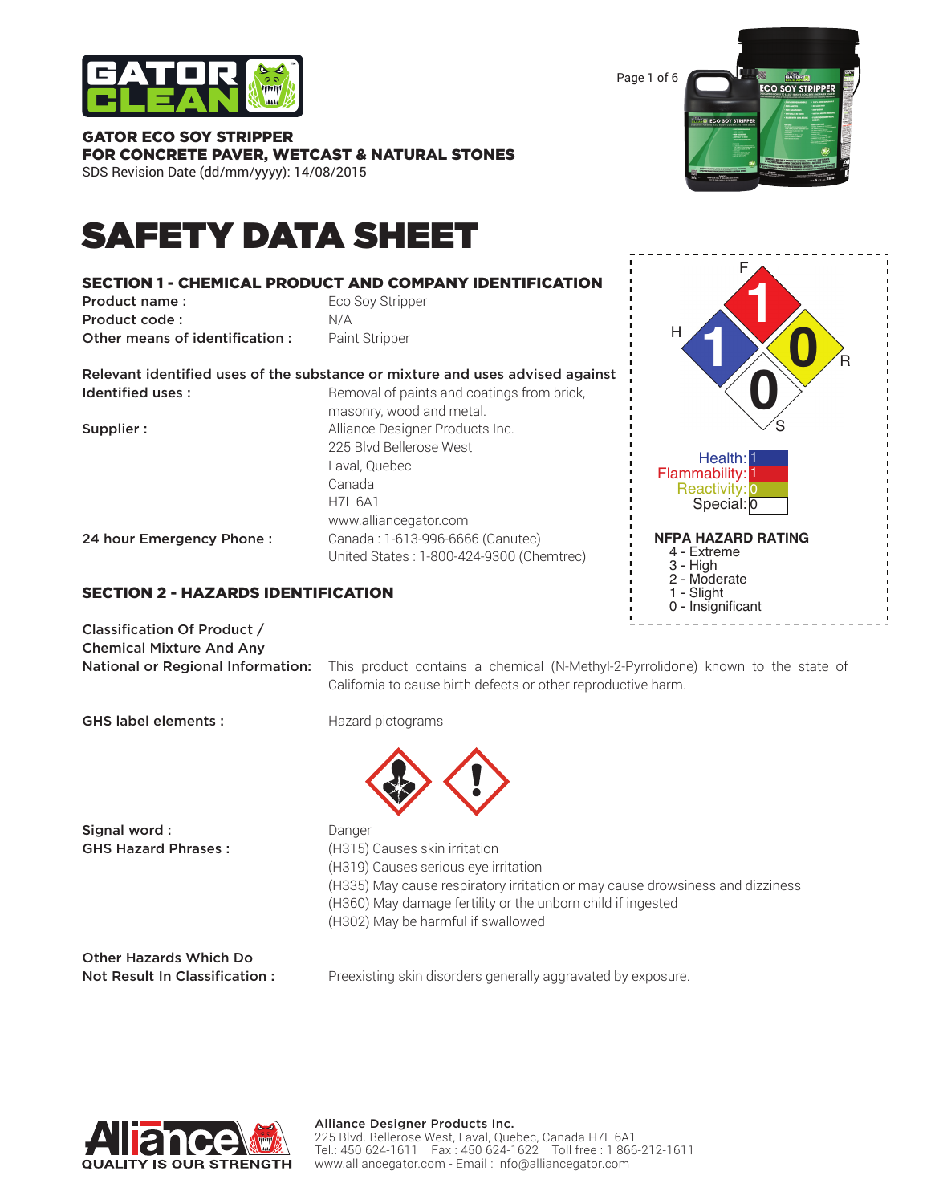# GATOR ECO SOY STRIPPER
## FOR CONCRETE PAVER, WETCAST & NATURAL STONES

SDS Revision Date (dd/mm/yyyy): 14/08/2015

# SAFETY DATA SHEET

## SECTION 1 - CHEMICAL PRODUCT AND COMPANY IDENTIFICATION

| | |
|---|---|
| **Product name :** | Eco Soy Stripper |
| **Product code :** | N/A |
| **Other means of identification :** | Paint Stripper |

**Relevant identified uses of the substance or mixture and uses advised against**

| | |
|---|---|
| **Identified uses :** | Removal of paints and coatings from brick, masonry, wood and metal. |
| **Supplier :** | Alliance Designer Products Inc.<br>225 Blvd Bellerose West<br>Laval, Quebec<br>Canada<br>H7L 6A1<br>www.alliancegator.com |
| **24 hour Emergency Phone :** | Canada : 1-613-996-6666 (Canutec)<br>United States : 1-800-424-9300 (Chemtrec) |

Health: 1
Flammability: 1
Reactivity: 0
Special: 0

**NFPA HAZARD RATING**

- 4 - Extreme
- 3 - High
- 2 - Moderate
- 1 - Slight
- 0 - Insignificant

## SECTION 2 - HAZARDS IDENTIFICATION

**Classification Of Product / Chemical Mixture And Any National or Regional Information:** This product contains a chemical (N-Methyl-2-Pyrrolidone) known to the state of California to cause birth defects or other reproductive harm.

**GHS label elements :** Hazard pictograms

**Signal word :** Danger

**GHS Hazard Phrases :**
(H315) Causes skin irritation
(H319) Causes serious eye irritation
(H335) May cause respiratory irritation or may cause drowsiness and dizziness
(H360) May damage fertility or the unborn child if ingested
(H302) May be harmful if swallowed

**Other Hazards Which Do Not Result In Classification :** Preexisting skin disorders generally aggravated by exposure.

**Alliance Designer Products Inc.**
225 Blvd. Bellerose West, Laval, Quebec, Canada H7L 6A1
Tel.: 450 624-1611 Fax : 450 624-1622 Toll free : 1 866-212-1611
www.alliancegator.com - Email : info@alliancegator.com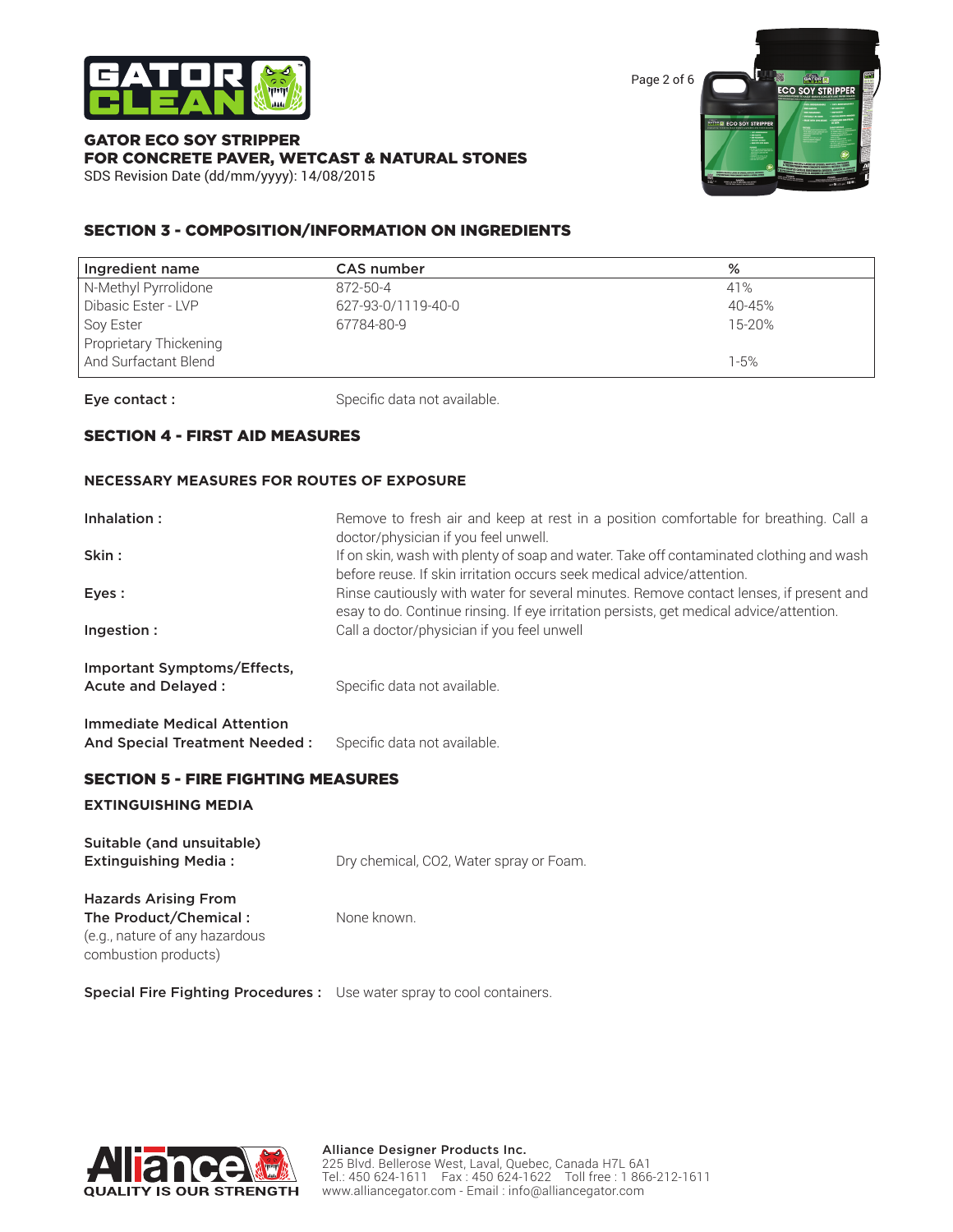## SECTION 3 - COMPOSITION/INFORMATION ON INGREDIENTS

| Ingredient name | CAS number | % |
|---|---|---|
| N-Methyl Pyrrolidone | 872-50-4 | 41% |
| Dibasic Ester - LVP | 627-93-0/1119-40-0 | 40-45% |
| Soy Ester | 67784-80-9 | 15-20% |
| Proprietary Thickening And Surfactant Blend | | 1-5% |

**Eye contact :** Specific data not available.

## SECTION 4 - FIRST AID MEASURES

### NECESSARY MEASURES FOR ROUTES OF EXPOSURE

**Inhalation :** Remove to fresh air and keep at rest in a position comfortable for breathing. Call a doctor/physician if you feel unwell.

**Skin :** If on skin, wash with plenty of soap and water. Take off contaminated clothing and wash before reuse. If skin irritation occurs seek medical advice/attention.

**Eyes :** Rinse cautiously with water for several minutes. Remove contact lenses, if present and esay to do. Continue rinsing. If eye irritation persists, get medical advice/attention.

**Ingestion :** Call a doctor/physician if you feel unwell

**Important Symptoms/Effects, Acute and Delayed :** Specific data not available.

**Immediate Medical Attention And Special Treatment Needed :** Specific data not available.

## SECTION 5 - FIRE FIGHTING MEASURES

### EXTINGUISHING MEDIA

**Suitable (and unsuitable) Extinguishing Media :** Dry chemical, CO2, Water spray or Foam.

**Hazards Arising From The Product/Chemical :** (e.g., nature of any hazardous combustion products) None known.

**Special Fire Fighting Procedures :** Use water spray to cool containers.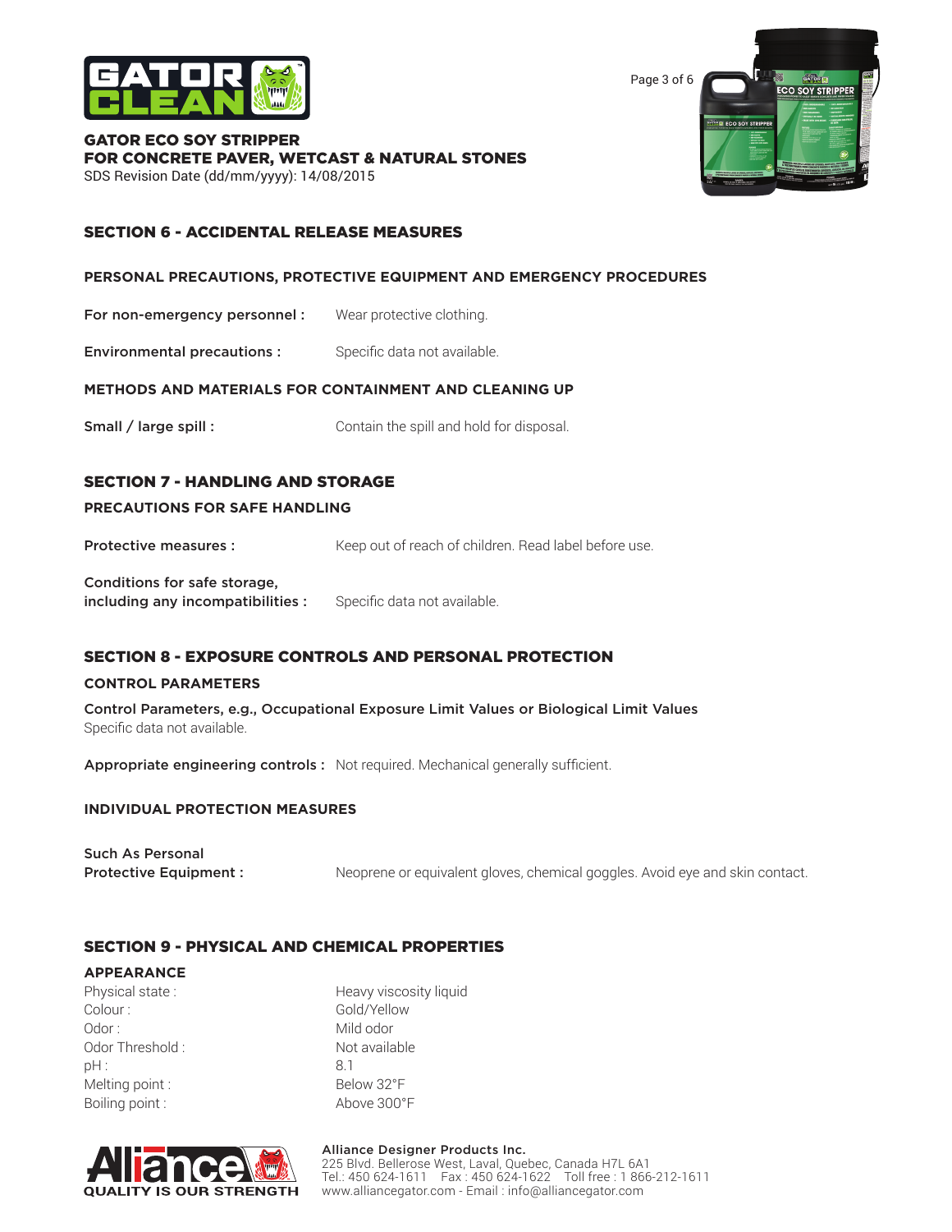## SECTION 6 - ACCIDENTAL RELEASE MEASURES

### PERSONAL PRECAUTIONS, PROTECTIVE EQUIPMENT AND EMERGENCY PROCEDURES

**For non-emergency personnel :** Wear protective clothing.

**Environmental precautions :** Specific data not available.

### METHODS AND MATERIALS FOR CONTAINMENT AND CLEANING UP

**Small / large spill :** Contain the spill and hold for disposal.

## SECTION 7 - HANDLING AND STORAGE

### PRECAUTIONS FOR SAFE HANDLING

**Protective measures :** Keep out of reach of children. Read label before use.

**Conditions for safe storage, including any incompatibilities :** Specific data not available.

## SECTION 8 - EXPOSURE CONTROLS AND PERSONAL PROTECTION

### CONTROL PARAMETERS

**Control Parameters, e.g., Occupational Exposure Limit Values or Biological Limit Values**
Specific data not available.

**Appropriate engineering controls :** Not required. Mechanical generally sufficient.

### INDIVIDUAL PROTECTION MEASURES

**Such As Personal Protective Equipment :** Neoprene or equivalent gloves, chemical goggles. Avoid eye and skin contact.

## SECTION 9 - PHYSICAL AND CHEMICAL PROPERTIES

### APPEARANCE

Physical state : Heavy viscosity liquid
Colour : Gold/Yellow
Odor : Mild odor
Odor Threshold : Not available
pH : 8.1
Melting point : Below 32°F
Boiling point : Above 300°F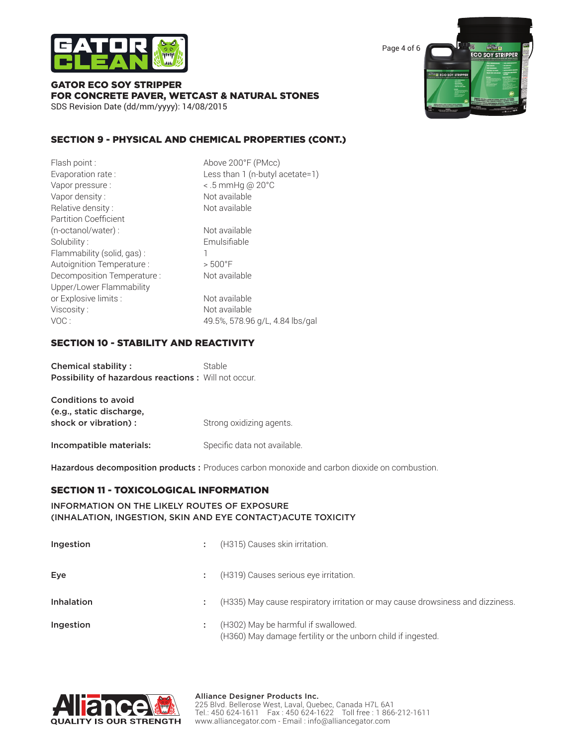GATOR ECO SOY STRIPPER
FOR CONCRETE PAVER, WETCAST & NATURAL STONES
SDS Revision Date (dd/mm/yyyy): 14/08/2015

## SECTION 9 - PHYSICAL AND CHEMICAL PROPERTIES (CONT.)

| | |
|---|---|
| Flash point : | Above 200°F (PMcc) |
| Evaporation rate : | Less than 1 (n-butyl acetate=1) |
| Vapor pressure : | < .5 mmHg @ 20°C |
| Vapor density : | Not available |
| Relative density : | Not available |
| Partition Coefficient (n-octanol/water) : | Not available |
| Solubility : | Emulsifiable |
| Flammability (solid, gas) : | 1 |
| Autoignition Temperature : | > 500°F |
| Decomposition Temperature : | Not available |
| Upper/Lower Flammability or Explosive limits : | Not available |
| Viscosity : | Not available |
| VOC : | 49.5%, 578.96 g/L, 4.84 lbs/gal |

## SECTION 10 - STABILITY AND REACTIVITY

**Chemical stability :** Stable
**Possibility of hazardous reactions :** Will not occur.

**Conditions to avoid (e.g., static discharge, shock or vibration) :** Strong oxidizing agents.

**Incompatible materials:** Specific data not available.

**Hazardous decomposition products :** Produces carbon monoxide and carbon dioxide on combustion.

## SECTION 11 - TOXICOLOGICAL INFORMATION

INFORMATION ON THE LIKELY ROUTES OF EXPOSURE
(INHALATION, INGESTION, SKIN AND EYE CONTACT)ACUTE TOXICITY

| | | |
|---|---|---|
| **Ingestion** | : | (H315) Causes skin irritation. |
| **Eye** | : | (H319) Causes serious eye irritation. |
| **Inhalation** | : | (H335) May cause respiratory irritation or may cause drowsiness and dizziness. |
| **Ingestion** | : | (H302) May be harmful if swallowed.<br>(H360) May damage fertility or the unborn child if ingested. |

Alliance Designer Products Inc.
225 Blvd. Bellerose West, Laval, Quebec, Canada H7L 6A1
Tel.: 450 624-1611 Fax : 450 624-1622 Toll free : 1 866-212-1611
www.alliancegator.com - Email : info@alliancegator.com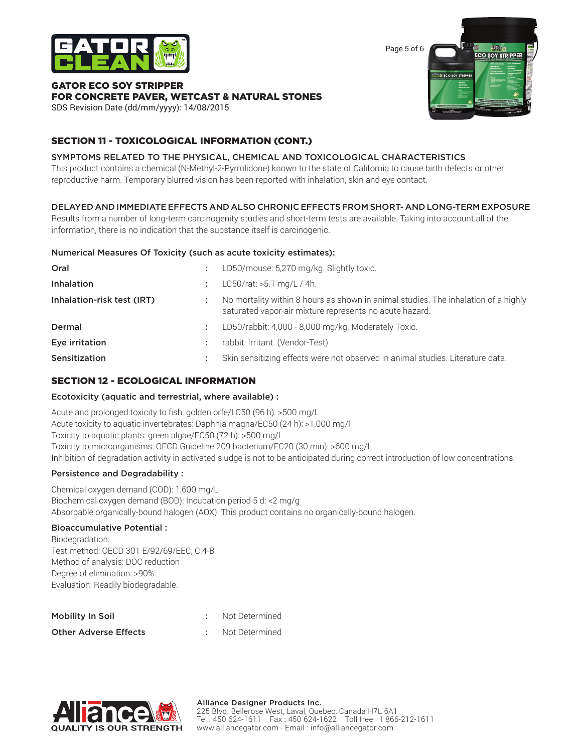## SECTION 11 - TOXICOLOGICAL INFORMATION (CONT.)

### SYMPTOMS RELATED TO THE PHYSICAL, CHEMICAL AND TOXICOLOGICAL CHARACTERISTICS

This product contains a chemical (N-Methyl-2-Pyrrolidone) known to the state of California to cause birth defects or other reproductive harm. Temporary blurred vision has been reported with inhalation, skin and eye contact.

### DELAYED AND IMMEDIATE EFFECTS AND ALSO CHRONIC EFFECTS FROM SHORT- AND LONG-TERM EXPOSURE

Results from a number of long-term carcinogenity studies and short-term tests are available. Taking into account all of the information, there is no indication that the substance itself is carcinogenic.

**Numerical Measures Of Toxicity (such as acute toxicity estimates):**

| | | |
|---|---|---|
| Oral | : | LD50/mouse: 5,270 mg/kg. Slightly toxic. |
| Inhalation | : | LC50/rat: >5.1 mg/L / 4h. |
| Inhalation-risk test (IRT) | : | No mortality within 8 hours as shown in animal studies. The inhalation of a highly saturated vapor-air mixture represents no acute hazard. |
| Dermal | : | LD50/rabbit: 4,000 - 8,000 mg/kg. Moderately Toxic. |
| Eye irritation | : | rabbit: Irritant. (Vendor-Test) |
| Sensitization | : | Skin sensitizing effects were not observed in animal studies. Literature data. |

## SECTION 12 - ECOLOGICAL INFORMATION

**Ecotoxicity (aquatic and terrestrial, where available) :**

Acute and prolonged toxicity to fish: golden orfe/LC50 (96 h): >500 mg/L
Acute toxicity to aquatic invertebrates: Daphnia magna/EC50 (24 h): >1,000 mg/l
Toxicity to aquatic plants: green algae/EC50 (72 h): >500 mg/L
Toxicity to microorganisms: OECD Guideline 209 bacterium/EC20 (30 min): >600 mg/L
Inhibition of degradation activity in activated sludge is not to be anticipated during correct introduction of low concentrations.

**Persistence and Degradability :**

Chemical oxygen demand (COD): 1,600 mg/L
Biochemical oxygen demand (BOD): Incubation period 5 d: <2 mg/g
Absorbable organically-bound halogen (AOX): This product contains no organically-bound halogen.

**Bioaccumulative Potential :**

Biodegradation:
Test method: OECD 301 E/92/69/EEC, C.4-B
Method of analysis: DOC reduction
Degree of elimination: >90%
Evaluation: Readily biodegradable.

| | | |
|---|---|---|
| Mobility In Soil | : | Not Determined |
| Other Adverse Effects | : | Not Determined |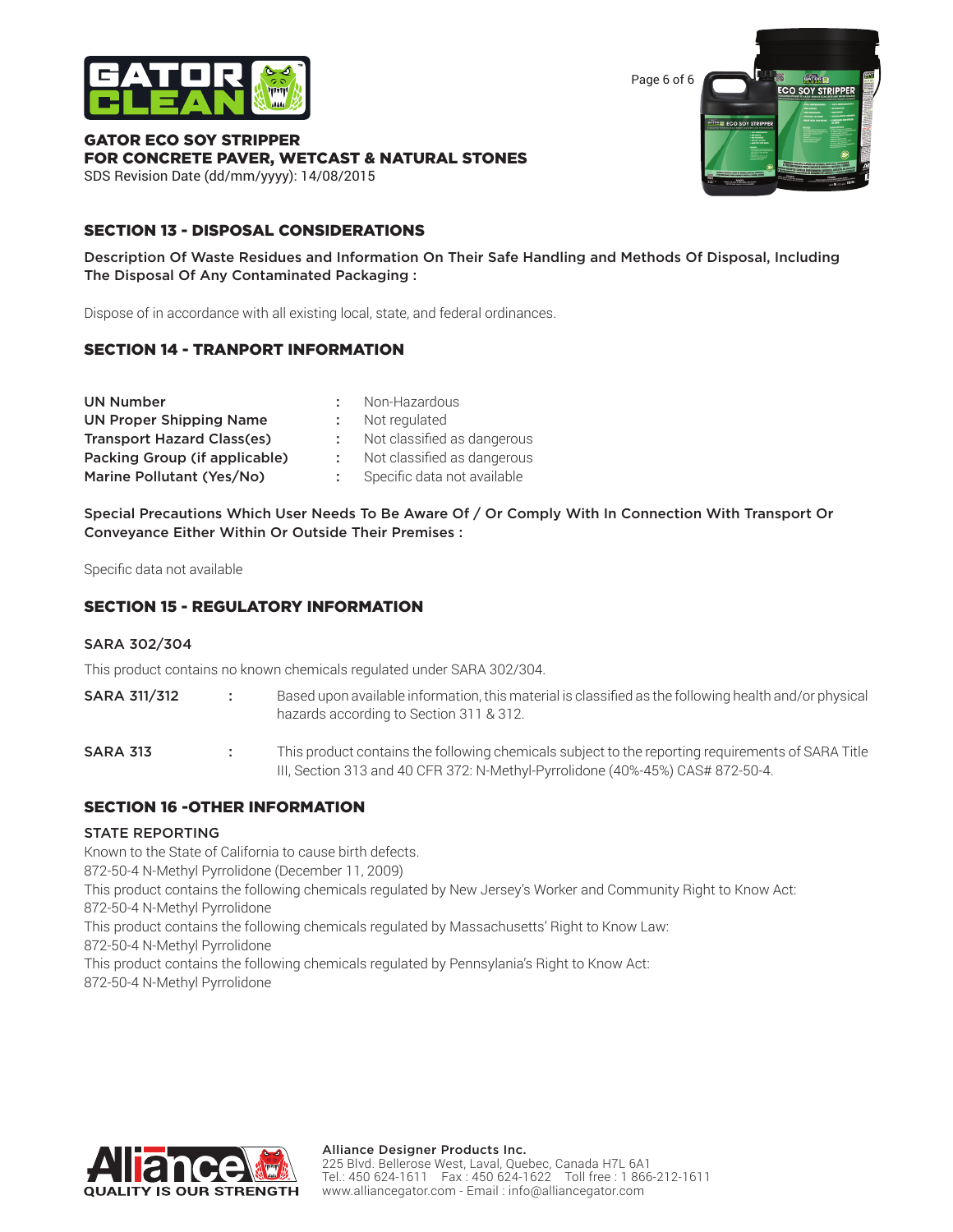## SECTION 13 - DISPOSAL CONSIDERATIONS

**Description Of Waste Residues and Information On Their Safe Handling and Methods Of Disposal, Including The Disposal Of Any Contaminated Packaging :**

Dispose of in accordance with all existing local, state, and federal ordinances.

## SECTION 14 - TRANPORT INFORMATION

| | | |
|---|---|---|
| **UN Number** | : | Non-Hazardous |
| **UN Proper Shipping Name** | : | Not regulated |
| **Transport Hazard Class(es)** | : | Not classified as dangerous |
| **Packing Group (if applicable)** | : | Not classified as dangerous |
| **Marine Pollutant (Yes/No)** | : | Specific data not available |

**Special Precautions Which User Needs To Be Aware Of / Or Comply With In Connection With Transport Or Conveyance Either Within Or Outside Their Premises :**

Specific data not available

## SECTION 15 - REGULATORY INFORMATION

**SARA 302/304**

This product contains no known chemicals regulated under SARA 302/304.

| | | |
|---|---|---|
| **SARA 311/312** | : | Based upon available information, this material is classified as the following health and/or physical hazards according to Section 311 & 312. |
| **SARA 313** | : | This product contains the following chemicals subject to the reporting requirements of SARA Title III, Section 313 and 40 CFR 372: N-Methyl-Pyrrolidone (40%-45%) CAS# 872-50-4. |

## SECTION 16 -OTHER INFORMATION

**STATE REPORTING**

Known to the State of California to cause birth defects.
872-50-4 N-Methyl Pyrrolidone (December 11, 2009)
This product contains the following chemicals regulated by New Jersey's Worker and Community Right to Know Act:
872-50-4 N-Methyl Pyrrolidone
This product contains the following chemicals regulated by Massachusetts' Right to Know Law:
872-50-4 N-Methyl Pyrrolidone
This product contains the following chemicals regulated by Pennsylania's Right to Know Act:
872-50-4 N-Methyl Pyrrolidone